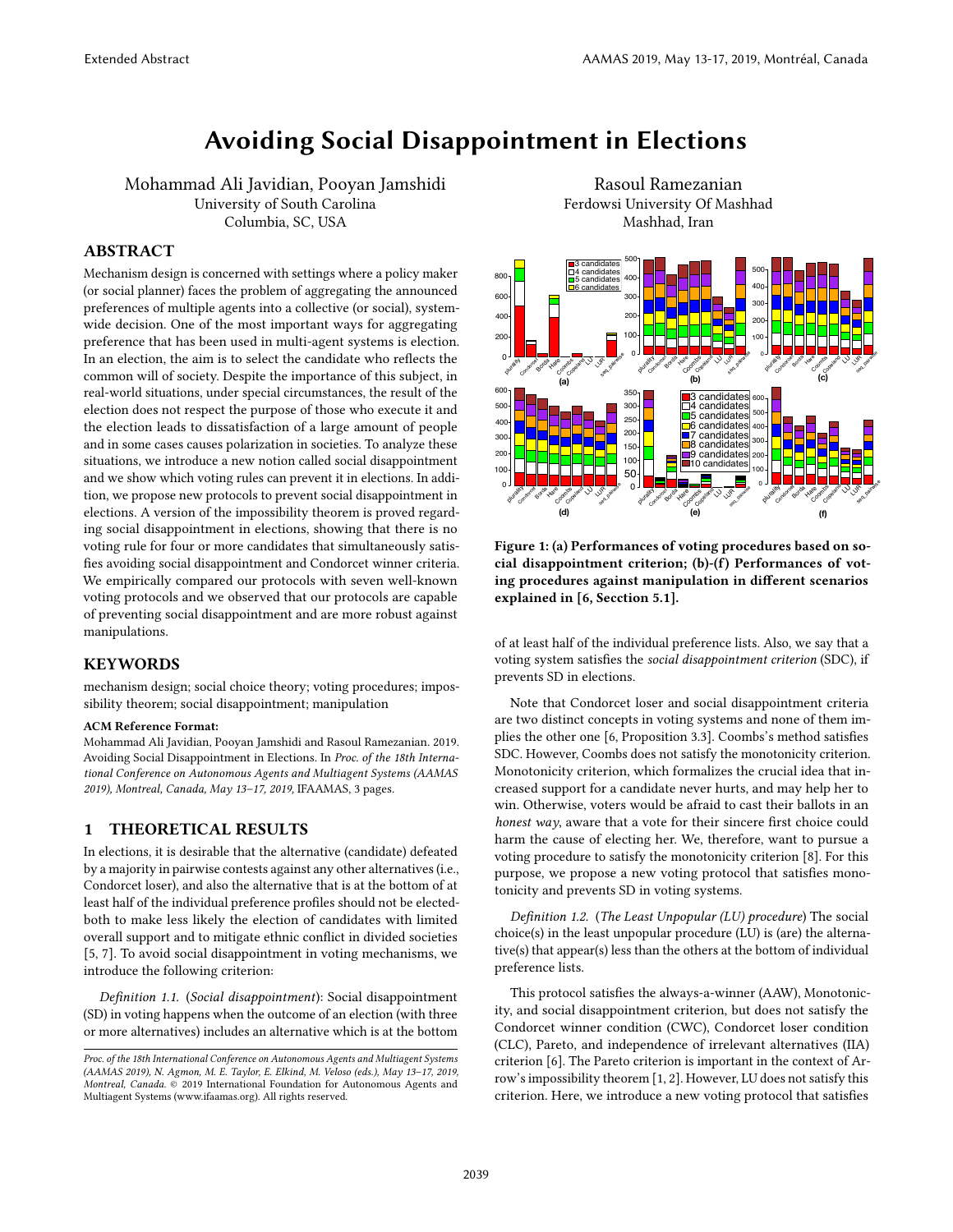# Avoiding Social Disappointment in Elections

Mohammad Ali Javidian, Pooyan Jamshidi
University of South Carolina
Columbia, SC, USA

Rasoul Ramezanian
Ferdowsi University Of Mashhad
Mashhad, Iran

## ABSTRACT

Mechanism design is concerned with settings where a policy maker (or social planner) faces the problem of aggregating the announced preferences of multiple agents into a collective (or social), system-wide decision. One of the most important ways for aggregating preference that has been used in multi-agent systems is election. In an election, the aim is to select the candidate who reflects the common will of society. Despite the importance of this subject, in real-world situations, under special circumstances, the result of the election does not respect the purpose of those who execute it and the election leads to dissatisfaction of a large amount of people and in some cases causes polarization in societies. To analyze these situations, we introduce a new notion called social disappointment and we show which voting rules can prevent it in elections. In addition, we propose new protocols to prevent social disappointment in elections. A version of the impossibility theorem is proved regarding social disappointment in elections, showing that there is no voting rule for four or more candidates that simultaneously satisfies avoiding social disappointment and Condorcet winner criteria. We empirically compared our protocols with seven well-known voting protocols and we observed that our protocols are capable of preventing social disappointment and are more robust against manipulations.

## KEYWORDS

mechanism design; social choice theory; voting procedures; impossibility theorem; social disappointment; manipulation

**ACM Reference Format:**
Mohammad Ali Javidian, Pooyan Jamshidi and Rasoul Ramezanian. 2019. Avoiding Social Disappointment in Elections. In *Proc. of the 18th International Conference on Autonomous Agents and Multiagent Systems (AAMAS 2019), Montreal, Canada, May 13–17, 2019,* IFAAMAS, 3 pages.

## 1 THEORETICAL RESULTS

In elections, it is desirable that the alternative (candidate) defeated by a majority in pairwise contests against any other alternatives (i.e., Condorcet loser), and also the alternative that is at the bottom of at least half of the individual preference profiles should not be elected-both to make less likely the election of candidates with limited overall support and to mitigate ethnic conflict in divided societies [5, 7]. To avoid social disappointment in voting mechanisms, we introduce the following criterion:

*Definition 1.1.* (*Social disappointment*): Social disappointment (SD) in voting happens when the outcome of an election (with three or more alternatives) includes an alternative which is at the bottom of at least half of the individual preference lists. Also, we say that a voting system satisfies the *social disappointment criterion* (SDC), if prevents SD in elections.

**Figure 1: (a) Performances of voting procedures based on social disappointment criterion; (b)-(f) Performances of voting procedures against manipulation in different scenarios explained in [6, Secction 5.1].**

Note that Condorcet loser and social disappointment criteria are two distinct concepts in voting systems and none of them implies the other one [6, Proposition 3.3]. Coombs's method satisfies SDC. However, Coombs does not satisfy the monotonicity criterion. Monotonicity criterion, which formalizes the crucial idea that increased support for a candidate never hurts, and may help her to win. Otherwise, voters would be afraid to cast their ballots in an *honest way*, aware that a vote for their sincere first choice could harm the cause of electing her. We, therefore, want to pursue a voting procedure to satisfy the monotonicity criterion [8]. For this purpose, we propose a new voting protocol that satisfies monotonicity and prevents SD in voting systems.

*Definition 1.2.* (*The Least Unpopular (LU) procedure*) The social choice(s) in the least unpopular procedure (LU) is (are) the alternative(s) that appear(s) less than the others at the bottom of individual preference lists.

This protocol satisfies the always-a-winner (AAW), Monotonicity, and social disappointment criterion, but does not satisfy the Condorcet winner condition (CWC), Condorcet loser condition (CLC), Pareto, and independence of irrelevant alternatives (IIA) criterion [6]. The Pareto criterion is important in the context of Arrow's impossibility theorem [1, 2]. However, LU does not satisfy this criterion. Here, we introduce a new voting protocol that satisfies

*Proc. of the 18th International Conference on Autonomous Agents and Multiagent Systems (AAMAS 2019), N. Agmon, M. E. Taylor, E. Elkind, M. Veloso (eds.), May 13–17, 2019, Montreal, Canada.* © 2019 International Foundation for Autonomous Agents and Multiagent Systems (www.ifaamas.org). All rights reserved.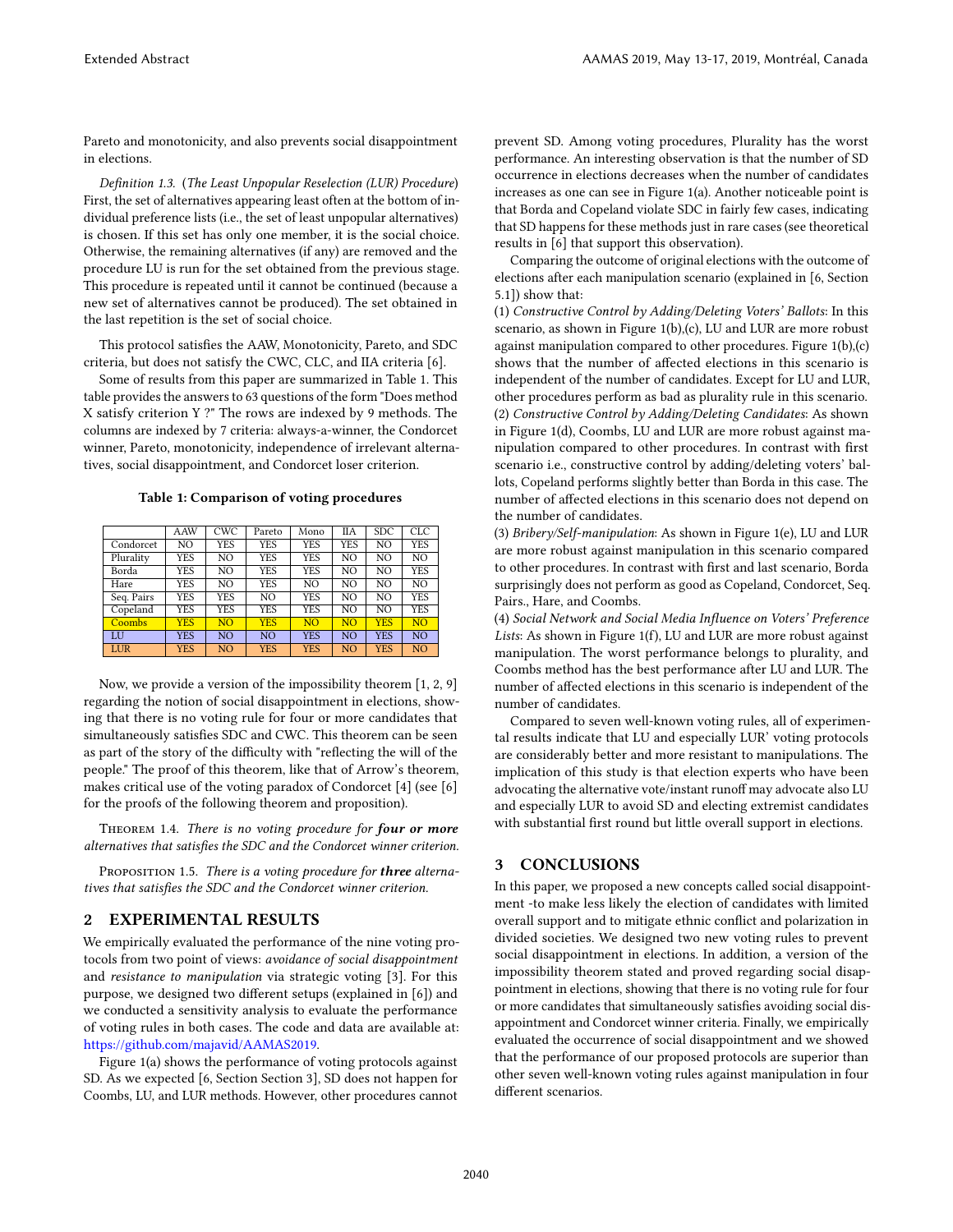Pareto and monotonicity, and also prevents social disappointment in elections.

*Definition 1.3.* (*The Least Unpopular Reselection (LUR) Procedure*) First, the set of alternatives appearing least often at the bottom of individual preference lists (i.e., the set of least unpopular alternatives) is chosen. If this set has only one member, it is the social choice. Otherwise, the remaining alternatives (if any) are removed and the procedure LU is run for the set obtained from the previous stage. This procedure is repeated until it cannot be continued (because a new set of alternatives cannot be produced). The set obtained in the last repetition is the set of social choice.

This protocol satisfies the AAW, Monotonicity, Pareto, and SDC criteria, but does not satisfy the CWC, CLC, and IIA criteria [6].

Some of results from this paper are summarized in Table 1. This table provides the answers to 63 questions of the form "Does method X satisfy criterion Y ?" The rows are indexed by 9 methods. The columns are indexed by 7 criteria: always-a-winner, the Condorcet winner, Pareto, monotonicity, independence of irrelevant alternatives, social disappointment, and Condorcet loser criterion.

**Table 1: Comparison of voting procedures**

| | AAW | CWC | Pareto | Mono | IIA | SDC | CLC |
|---|---|---|---|---|---|---|---|
| Condorcet | NO | YES | YES | YES | YES | NO | YES |
| Plurality | YES | NO | YES | YES | NO | NO | NO |
| Borda | YES | NO | YES | YES | NO | NO | YES |
| Hare | YES | NO | YES | NO | NO | NO | NO |
| Seq. Pairs | YES | YES | NO | YES | NO | NO | YES |
| Copeland | YES | YES | YES | YES | NO | NO | YES |
| Coombs | YES | NO | YES | NO | NO | YES | NO |
| LU | YES | NO | NO | YES | NO | YES | NO |
| LUR | YES | NO | YES | YES | NO | YES | NO |

Now, we provide a version of the impossibility theorem [1, 2, 9] regarding the notion of social disappointment in elections, showing that there is no voting rule for four or more candidates that simultaneously satisfies SDC and CWC. This theorem can be seen as part of the story of the difficulty with "reflecting the will of the people." The proof of this theorem, like that of Arrow's theorem, makes critical use of the voting paradox of Condorcet [4] (see [6] for the proofs of the following theorem and proposition).

Theorem 1.4. *There is no voting procedure for* ***four or more*** *alternatives that satisfies the SDC and the Condorcet winner criterion.*

Proposition 1.5. *There is a voting procedure for* ***three*** *alternatives that satisfies the SDC and the Condorcet winner criterion.*

## 2 EXPERIMENTAL RESULTS

We empirically evaluated the performance of the nine voting protocols from two point of views: *avoidance of social disappointment* and *resistance to manipulation* via strategic voting [3]. For this purpose, we designed two different setups (explained in [6]) and we conducted a sensitivity analysis to evaluate the performance of voting rules in both cases. The code and data are available at: https://github.com/majavid/AAMAS2019.

Figure 1(a) shows the performance of voting protocols against SD. As we expected [6, Section Section 3], SD does not happen for Coombs, LU, and LUR methods. However, other procedures cannot prevent SD. Among voting procedures, Plurality has the worst performance. An interesting observation is that the number of SD occurrence in elections decreases when the number of candidates increases as one can see in Figure 1(a). Another noticeable point is that Borda and Copeland violate SDC in fairly few cases, indicating that SD happens for these methods just in rare cases (see theoretical results in [6] that support this observation).

Comparing the outcome of original elections with the outcome of elections after each manipulation scenario (explained in [6, Section 5.1]) show that:

(1) *Constructive Control by Adding/Deleting Voters' Ballots*: In this scenario, as shown in Figure 1(b),(c), LU and LUR are more robust against manipulation compared to other procedures. Figure 1(b),(c) shows that the number of affected elections in this scenario is independent of the number of candidates. Except for LU and LUR, other procedures perform as bad as plurality rule in this scenario.

(2) *Constructive Control by Adding/Deleting Candidates*: As shown in Figure 1(d), Coombs, LU and LUR are more robust against manipulation compared to other procedures. In contrast with first scenario i.e., constructive control by adding/deleting voters' ballots, Copeland performs slightly better than Borda in this case. The number of affected elections in this scenario does not depend on the number of candidates.

(3) *Bribery/Self-manipulation*: As shown in Figure 1(e), LU and LUR are more robust against manipulation in this scenario compared to other procedures. In contrast with first and last scenario, Borda surprisingly does not perform as good as Copeland, Condorcet, Seq. Pairs., Hare, and Coombs.

(4) *Social Network and Social Media Influence on Voters' Preference Lists*: As shown in Figure 1(f), LU and LUR are more robust against manipulation. The worst performance belongs to plurality, and Coombs method has the best performance after LU and LUR. The number of affected elections in this scenario is independent of the number of candidates.

Compared to seven well-known voting rules, all of experimental results indicate that LU and especially LUR' voting protocols are considerably better and more resistant to manipulations. The implication of this study is that election experts who have been advocating the alternative vote/instant runoff may advocate also LU and especially LUR to avoid SD and electing extremist candidates with substantial first round but little overall support in elections.

## 3 CONCLUSIONS

In this paper, we proposed a new concepts called social disappointment -to make less likely the election of candidates with limited overall support and to mitigate ethnic conflict and polarization in divided societies. We designed two new voting rules to prevent social disappointment in elections. In addition, a version of the impossibility theorem stated and proved regarding social disappointment in elections, showing that there is no voting rule for four or more candidates that simultaneously satisfies avoiding social disappointment and Condorcet winner criteria. Finally, we empirically evaluated the occurrence of social disappointment and we showed that the performance of our proposed protocols are superior than other seven well-known voting rules against manipulation in four different scenarios.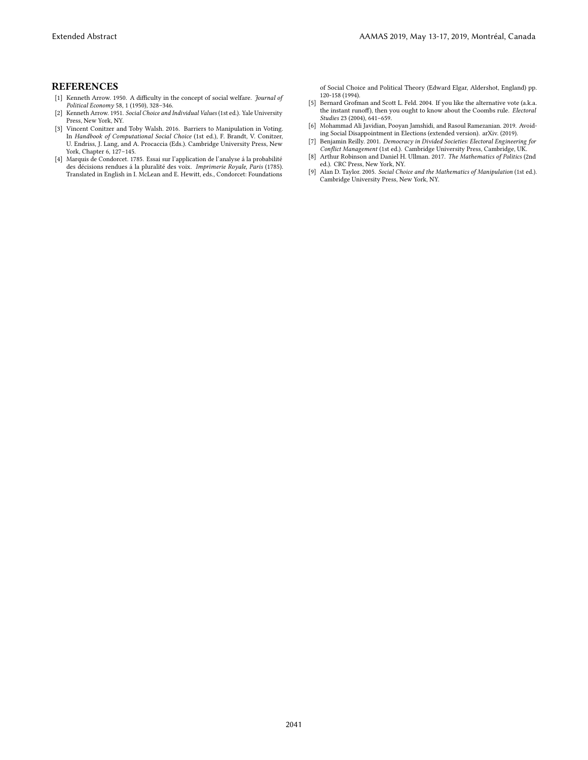## REFERENCES

[1] Kenneth Arrow. 1950. A difficulty in the concept of social welfare. *Journal of Political Economy* 58, 1 (1950), 328–346.

[2] Kenneth Arrow. 1951. *Social Choice and Individual Values* (1st ed.). Yale University Press, New York, NY.

[3] Vincent Conitzer and Toby Walsh. 2016. Barriers to Manipulation in Voting. In *Handbook of Computational Social Choice* (1st ed.), F. Brandt, V. Conitzer, U. Endriss, J. Lang, and A. Procaccia (Eds.). Cambridge University Press, New York, Chapter 6, 127–145.

[4] Marquis de Condorcet. 1785. Essai sur l'application de l'analyse á la probabilité des décisions rendues á la pluralité des voix. *Imprimerie Royale, Paris* (1785). Translated in English in I. McLean and E. Hewitt, eds., Condorcet: Foundations of Social Choice and Political Theory (Edward Elgar, Aldershot, England) pp. 120-158 (1994).

[5] Bernard Grofman and Scott L. Feld. 2004. If you like the alternative vote (a.k.a. the instant runoff), then you ought to know about the Coombs rule. *Electoral Studies* 23 (2004), 641–659.

[6] Mohammad Ali Javidian, Pooyan Jamshidi, and Rasoul Ramezanian. 2019. Avoiding Social Disappointment in Elections (extended version). arXiv. (2019).

[7] Benjamin Reilly. 2001. *Democracy in Divided Societies: Electoral Engineering for Conflict Management* (1st ed.). Cambridge University Press, Cambridge, UK.

[8] Arthur Robinson and Daniel H. Ullman. 2017. *The Mathematics of Politics* (2nd ed.). CRC Press, New York, NY.

[9] Alan D. Taylor. 2005. *Social Choice and the Mathematics of Manipulation* (1st ed.). Cambridge University Press, New York, NY.